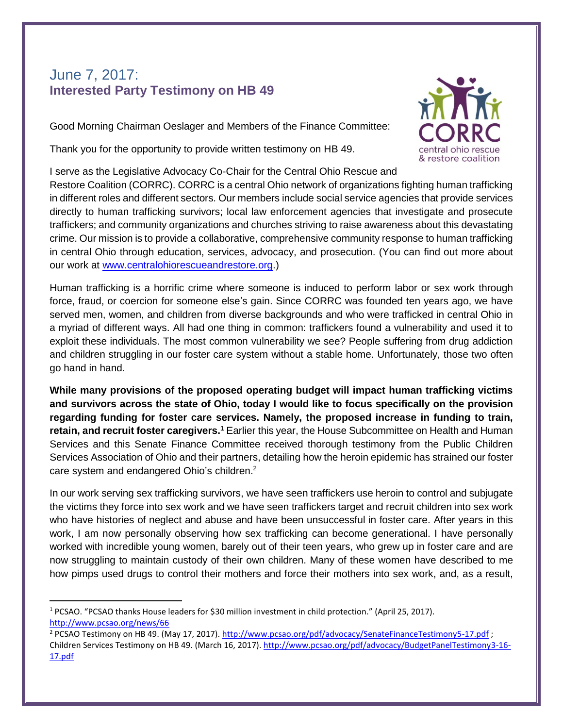## June 7, 2017:
## Interested Party Testimony on HB 49

Good Morning Chairman Oeslager and Members of the Finance Committee:

Thank you for the opportunity to provide written testimony on HB 49.

I serve as the Legislative Advocacy Co-Chair for the Central Ohio Rescue and Restore Coalition (CORRC). CORRC is a central Ohio network of organizations fighting human trafficking in different roles and different sectors. Our members include social service agencies that provide services directly to human trafficking survivors; local law enforcement agencies that investigate and prosecute traffickers; and community organizations and churches striving to raise awareness about this devastating crime. Our mission is to provide a collaborative, comprehensive community response to human trafficking in central Ohio through education, services, advocacy, and prosecution. (You can find out more about our work at [www.centralohiorescueandrestore.org](http://www.centralohiorescueandrestore.org).)

Human trafficking is a horrific crime where someone is induced to perform labor or sex work through force, fraud, or coercion for someone else's gain. Since CORRC was founded ten years ago, we have served men, women, and children from diverse backgrounds and who were trafficked in central Ohio in a myriad of different ways. All had one thing in common: traffickers found a vulnerability and used it to exploit these individuals. The most common vulnerability we see? People suffering from drug addiction and children struggling in our foster care system without a stable home. Unfortunately, those two often go hand in hand.

**While many provisions of the proposed operating budget will impact human trafficking victims and survivors across the state of Ohio, today I would like to focus specifically on the provision regarding funding for foster care services. Namely, the proposed increase in funding to train, retain, and recruit foster caregivers.[1]** Earlier this year, the House Subcommittee on Health and Human Services and this Senate Finance Committee received thorough testimony from the Public Children Services Association of Ohio and their partners, detailing how the heroin epidemic has strained our foster care system and endangered Ohio's children.[2]

In our work serving sex trafficking survivors, we have seen traffickers use heroin to control and subjugate the victims they force into sex work and we have seen traffickers target and recruit children into sex work who have histories of neglect and abuse and have been unsuccessful in foster care. After years in this work, I am now personally observing how sex trafficking can become generational. I have personally worked with incredible young women, barely out of their teen years, who grew up in foster care and are now struggling to maintain custody of their own children. Many of these women have described to me how pimps used drugs to control their mothers and force their mothers into sex work, and, as a result,

---

[1] PCSAO. "PCSAO thanks House leaders for $30 million investment in child protection." (April 25, 2017). http://www.pcsao.org/news/66

[2] PCSAO Testimony on HB 49. (May 17, 2017). http://www.pcsao.org/pdf/advocacy/SenateFinanceTestimony5-17.pdf ; Children Services Testimony on HB 49. (March 16, 2017). http://www.pcsao.org/pdf/advocacy/BudgetPanelTestimony3-16-17.pdf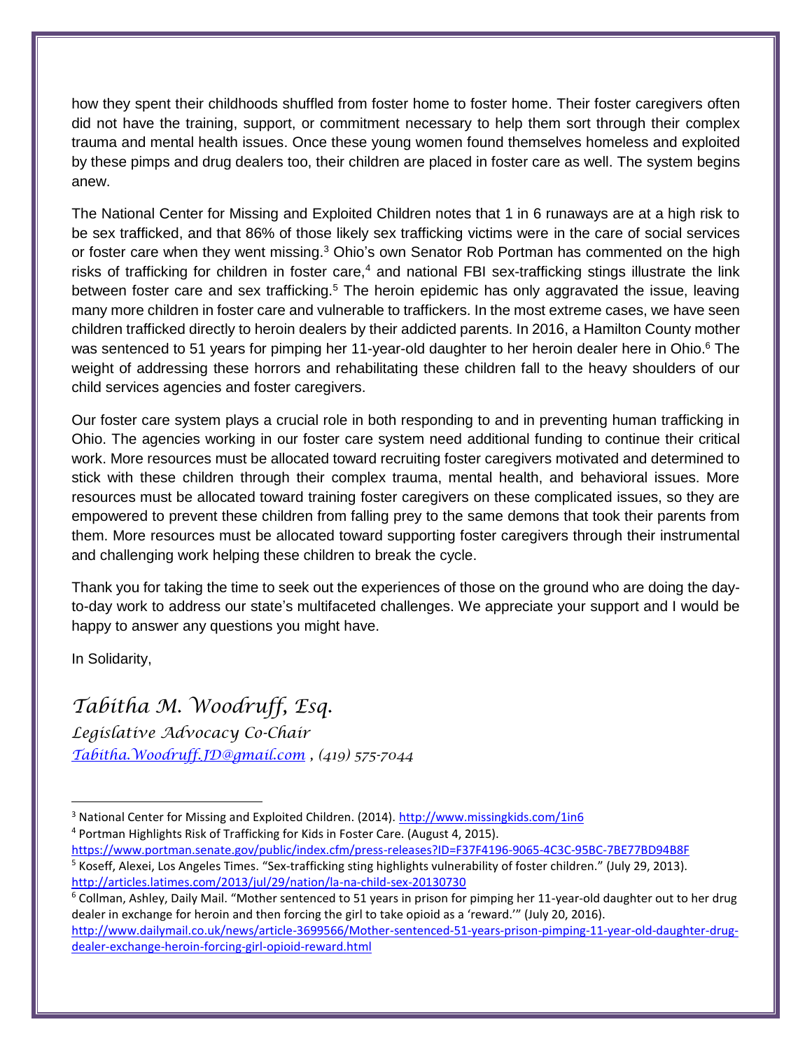how they spent their childhoods shuffled from foster home to foster home. Their foster caregivers often did not have the training, support, or commitment necessary to help them sort through their complex trauma and mental health issues. Once these young women found themselves homeless and exploited by these pimps and drug dealers too, their children are placed in foster care as well. The system begins anew.

The National Center for Missing and Exploited Children notes that 1 in 6 runaways are at a high risk to be sex trafficked, and that 86% of those likely sex trafficking victims were in the care of social services or foster care when they went missing.[3] Ohio's own Senator Rob Portman has commented on the high risks of trafficking for children in foster care,[4] and national FBI sex-trafficking stings illustrate the link between foster care and sex trafficking.[5] The heroin epidemic has only aggravated the issue, leaving many more children in foster care and vulnerable to traffickers. In the most extreme cases, we have seen children trafficked directly to heroin dealers by their addicted parents. In 2016, a Hamilton County mother was sentenced to 51 years for pimping her 11-year-old daughter to her heroin dealer here in Ohio.[6] The weight of addressing these horrors and rehabilitating these children fall to the heavy shoulders of our child services agencies and foster caregivers.

Our foster care system plays a crucial role in both responding to and in preventing human trafficking in Ohio. The agencies working in our foster care system need additional funding to continue their critical work. More resources must be allocated toward recruiting foster caregivers motivated and determined to stick with these children through their complex trauma, mental health, and behavioral issues. More resources must be allocated toward training foster caregivers on these complicated issues, so they are empowered to prevent these children from falling prey to the same demons that took their parents from them. More resources must be allocated toward supporting foster caregivers through their instrumental and challenging work helping these children to break the cycle.

Thank you for taking the time to seek out the experiences of those on the ground who are doing the day-to-day work to address our state's multifaceted challenges. We appreciate your support and I would be happy to answer any questions you might have.

In Solidarity,

*Tabitha M. Woodruff, Esq.*
*Legislative Advocacy Co-Chair*
*Tabitha.Woodruff.JD@gmail.com , (419) 575-7044*

---

[3] National Center for Missing and Exploited Children. (2014). http://www.missingkids.com/1in6

[4] Portman Highlights Risk of Trafficking for Kids in Foster Care. (August 4, 2015). https://www.portman.senate.gov/public/index.cfm/press-releases?ID=F37F4196-9065-4C3C-95BC-7BE77BD94B8F

[5] Koseff, Alexei, Los Angeles Times. "Sex-trafficking sting highlights vulnerability of foster children." (July 29, 2013). http://articles.latimes.com/2013/jul/29/nation/la-na-child-sex-20130730

[6] Collman, Ashley, Daily Mail. "Mother sentenced to 51 years in prison for pimping her 11-year-old daughter out to her drug dealer in exchange for heroin and then forcing the girl to take opioid as a 'reward.'" (July 20, 2016). http://www.dailymail.co.uk/news/article-3699566/Mother-sentenced-51-years-prison-pimping-11-year-old-daughter-drug-dealer-exchange-heroin-forcing-girl-opioid-reward.html